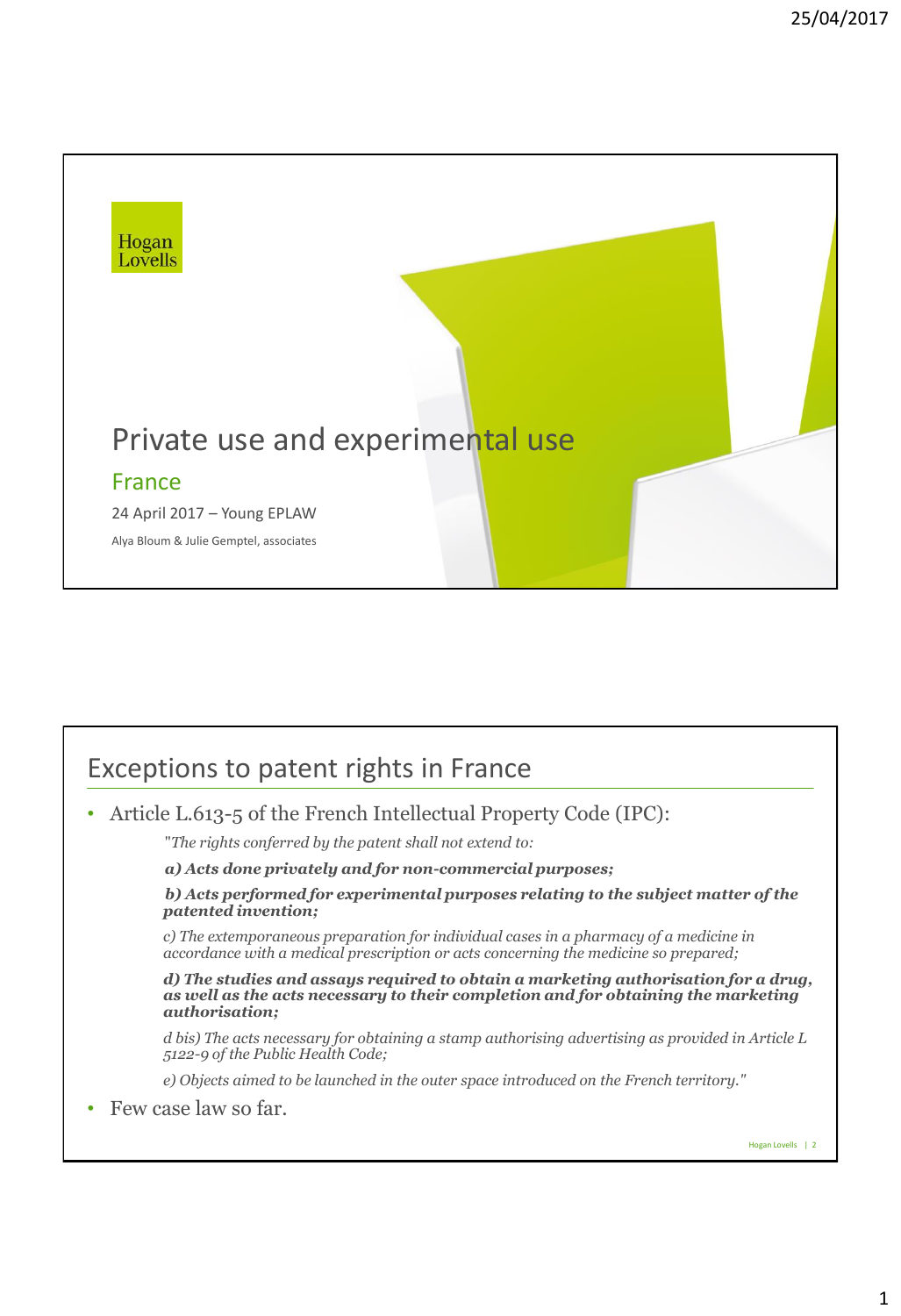Hogan Lovells

# Private use and experimental use

## France

24 April 2017 – Young EPLAW

Alya Bloum & Julie Gemptel, associates

## Exceptions to patent rights in France

- Article L.613-5 of the French Intellectual Property Code (IPC):

  *"The rights conferred by the patent shall not extend to:*

  ***a) Acts done privately and for non-commercial purposes;***

  ***b) Acts performed for experimental purposes relating to the subject matter of the patented invention;***

  *c) The extemporaneous preparation for individual cases in a pharmacy of a medicine in accordance with a medical prescription or acts concerning the medicine so prepared;*

  ***d) The studies and assays required to obtain a marketing authorisation for a drug, as well as the acts necessary to their completion and for obtaining the marketing authorisation;***

  *d bis) The acts necessary for obtaining a stamp authorising advertising as provided in Article L 5122-9 of the Public Health Code;*

  *e) Objects aimed to be launched in the outer space introduced on the French territory."*

- Few case law so far.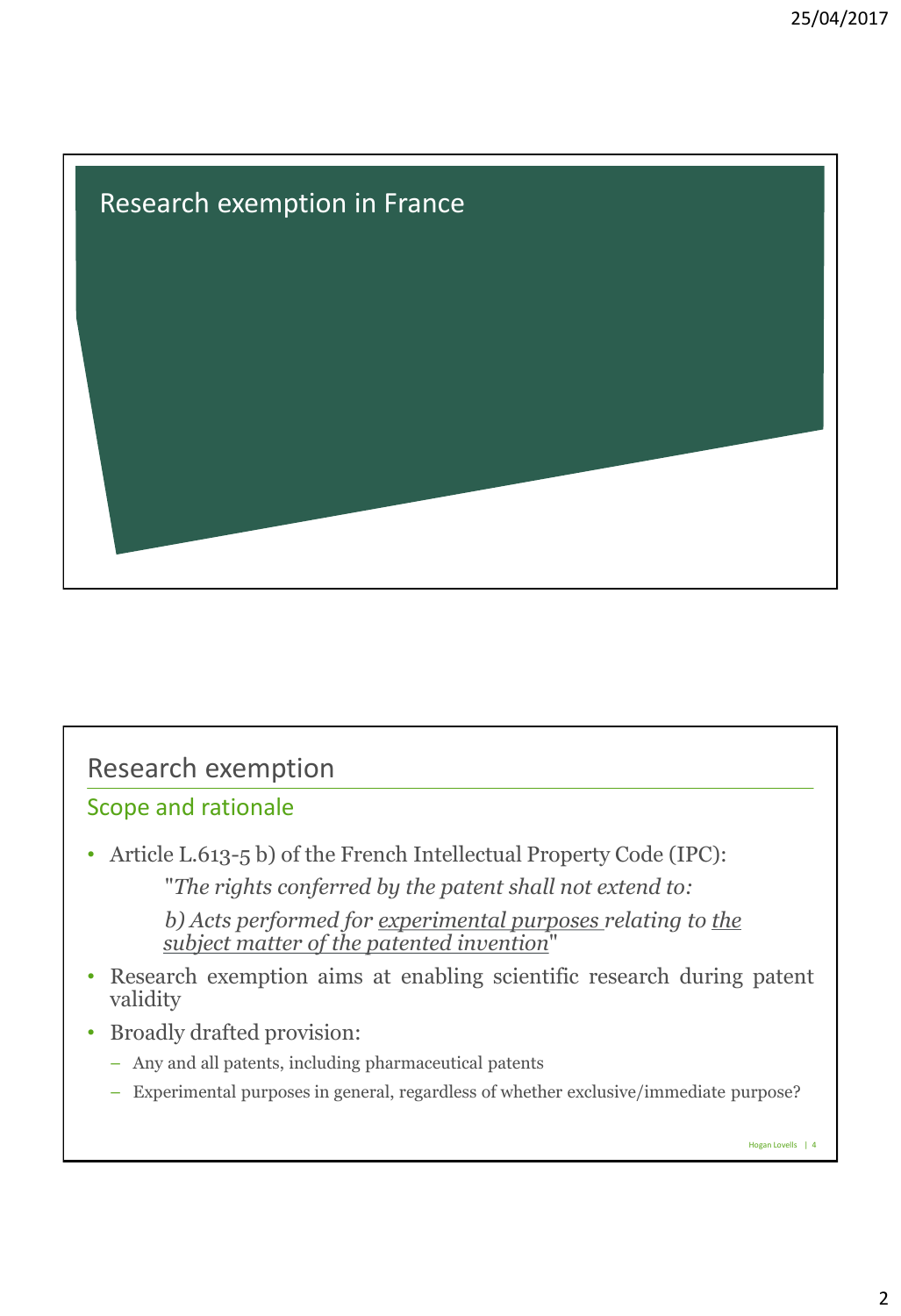# Research exemption in France

## Research exemption

### Scope and rationale

- Article L.613-5 b) of the French Intellectual Property Code (IPC):

  "*The rights conferred by the patent shall not extend to:*

  *b) Acts performed for experimental purposes relating to the subject matter of the patented invention*"

- Research exemption aims at enabling scientific research during patent validity
- Broadly drafted provision:
  - Any and all patents, including pharmaceutical patents
  - Experimental purposes in general, regardless of whether exclusive/immediate purpose?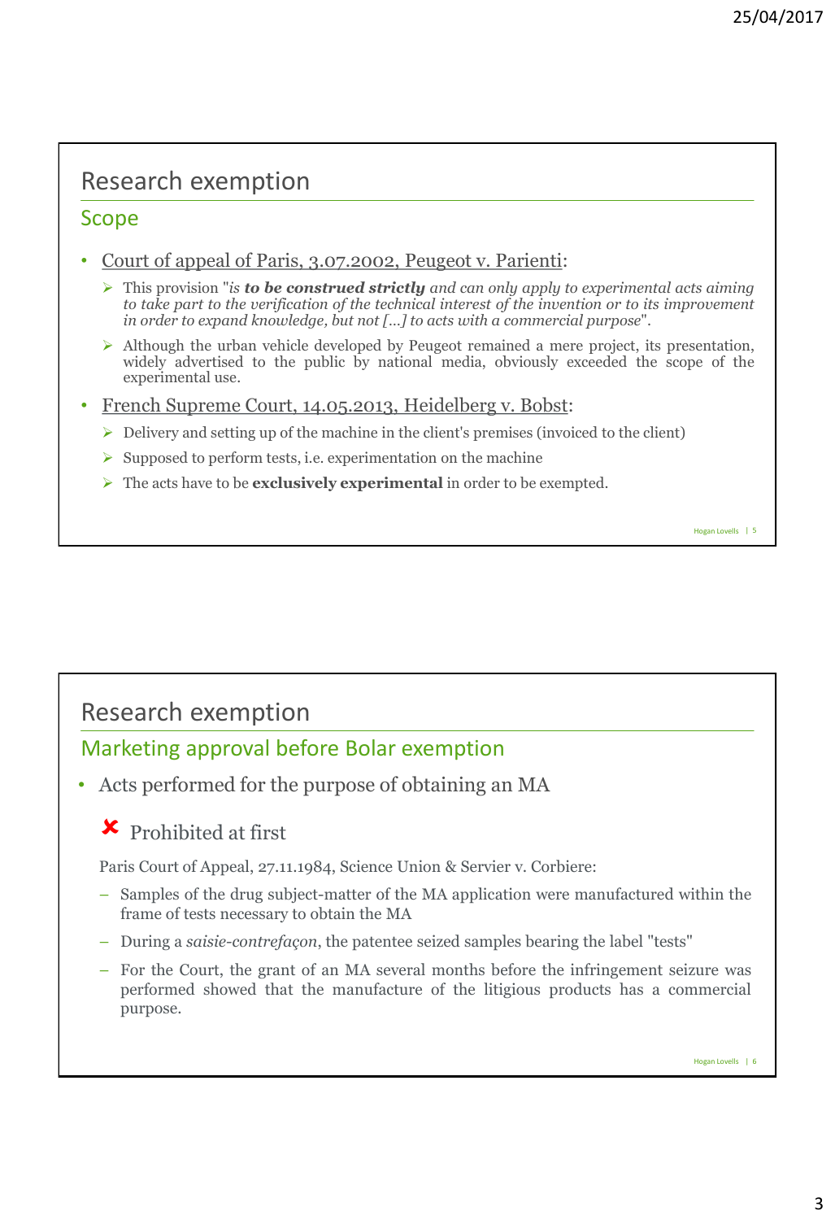## Research exemption

### Scope

- Court of appeal of Paris, 3.07.2002, Peugeot v. Parienti:
  - This provision "*is **to be construed strictly** and can only apply to experimental acts aiming to take part to the verification of the technical interest of the invention or to its improvement in order to expand knowledge, but not […] to acts with a commercial purpose*".
  - Although the urban vehicle developed by Peugeot remained a mere project, its presentation, widely advertised to the public by national media, obviously exceeded the scope of the experimental use.
- French Supreme Court, 14.05.2013, Heidelberg v. Bobst:
  - Delivery and setting up of the machine in the client's premises (invoiced to the client)
  - Supposed to perform tests, i.e. experimentation on the machine
  - The acts have to be **exclusively experimental** in order to be exempted.

## Research exemption

### Marketing approval before Bolar exemption

- Acts performed for the purpose of obtaining an MA

✘ Prohibited at first

Paris Court of Appeal, 27.11.1984, Science Union & Servier v. Corbiere:

- Samples of the drug subject-matter of the MA application were manufactured within the frame of tests necessary to obtain the MA
- During a *saisie-contrefaçon*, the patentee seized samples bearing the label "tests"
- For the Court, the grant of an MA several months before the infringement seizure was performed showed that the manufacture of the litigious products has a commercial purpose.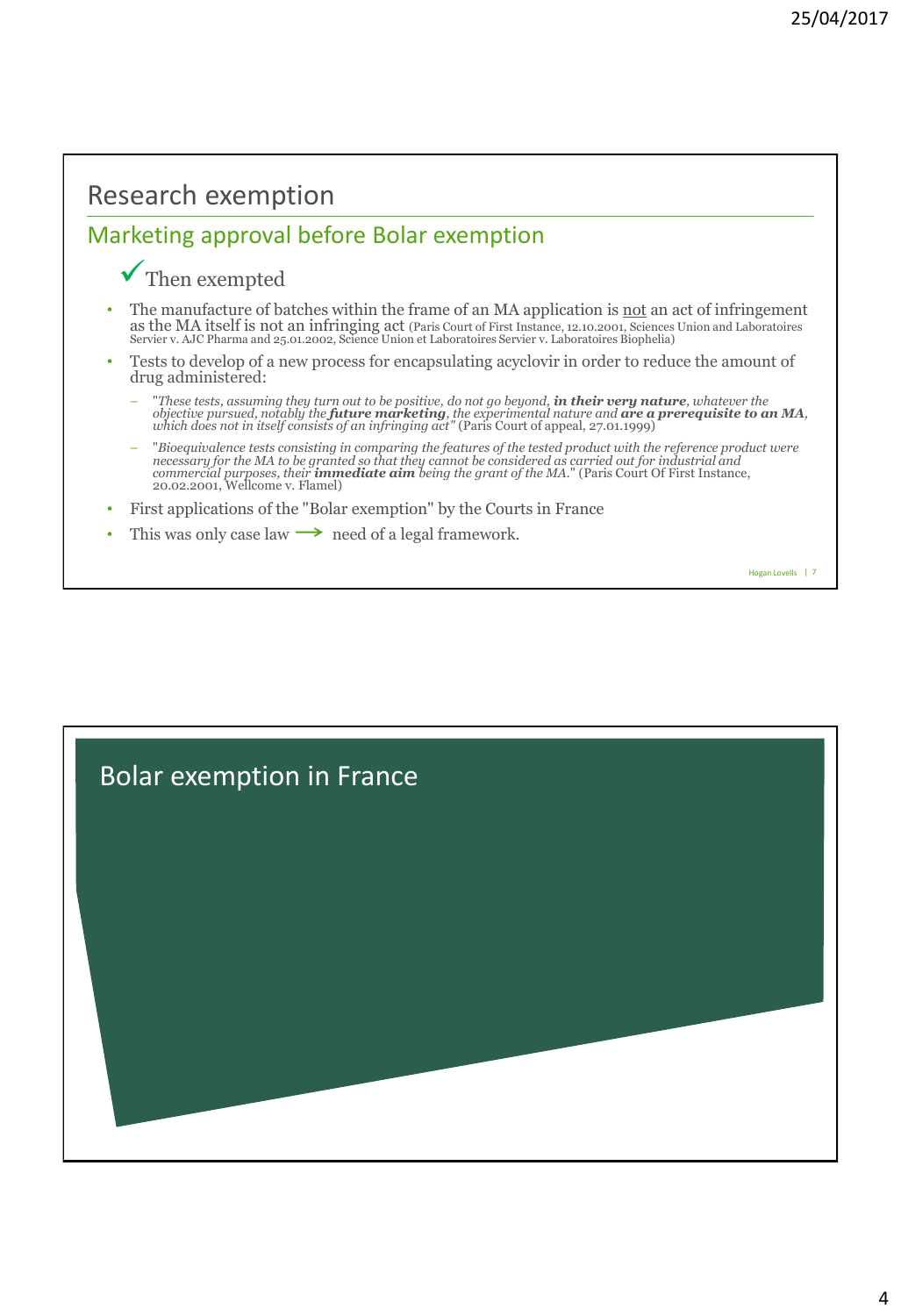# Research exemption

## Marketing approval before Bolar exemption

### ✓ Then exempted

- The manufacture of batches within the frame of an MA application is not an act of infringement as the MA itself is not an infringing act (Paris Court of First Instance, 12.10.2001, Sciences Union and Laboratoires Servier v. AJC Pharma and 25.01.2002, Science Union et Laboratoires Servier v. Laboratoires Biophelia)
- Tests to develop of a new process for encapsulating acyclovir in order to reduce the amount of drug administered:
  - "*These tests, assuming they turn out to be positive, do not go beyond, **in their very nature**, whatever the objective pursued, notably the **future marketing**, the experimental nature and **are a prerequisite to an MA**, which does not in itself consists of an infringing act"* (Paris Court of appeal, 27.01.1999)
  - "*Bioequivalence tests consisting in comparing the features of the tested product with the reference product were necessary for the MA to be granted so that they cannot be considered as carried out for industrial and commercial purposes, their **immediate aim** being the grant of the MA.*" (Paris Court Of First Instance, 20.02.2001, Wellcome v. Flamel)
- First applications of the "Bolar exemption" by the Courts in France
- This was only case law ⟶ need of a legal framework.

# Bolar exemption in France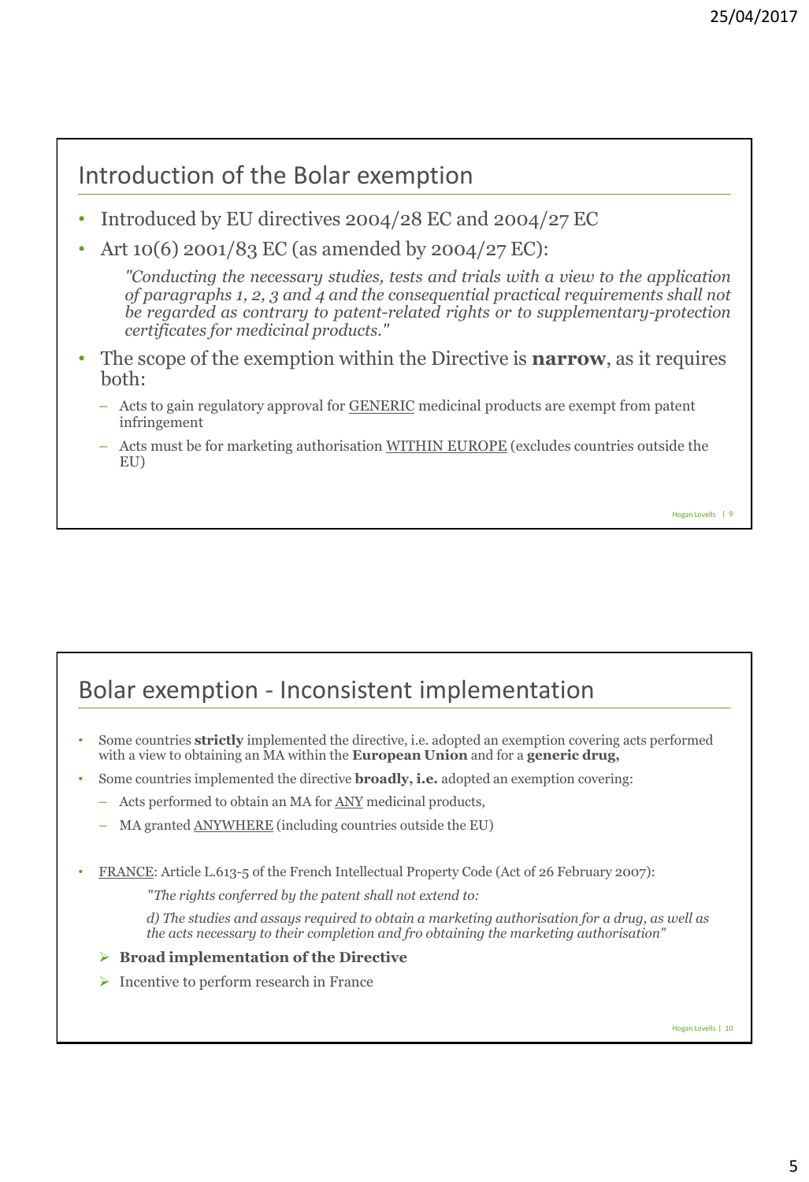## Introduction of the Bolar exemption

- Introduced by EU directives 2004/28 EC and 2004/27 EC
- Art 10(6) 2001/83 EC (as amended by 2004/27 EC):

  *"Conducting the necessary studies, tests and trials with a view to the application of paragraphs 1, 2, 3 and 4 and the consequential practical requirements shall not be regarded as contrary to patent-related rights or to supplementary-protection certificates for medicinal products."*

- The scope of the exemption within the Directive is **narrow**, as it requires both:
  - Acts to gain regulatory approval for <u>GENERIC</u> medicinal products are exempt from patent infringement
  - Acts must be for marketing authorisation <u>WITHIN EUROPE</u> (excludes countries outside the EU)

## Bolar exemption - Inconsistent implementation

- Some countries **strictly** implemented the directive, i.e. adopted an exemption covering acts performed with a view to obtaining an MA within the **European Union** and for a **generic drug,**
- Some countries implemented the directive **broadly, i.e.** adopted an exemption covering:
  - Acts performed to obtain an MA for <u>ANY</u> medicinal products,
  - MA granted <u>ANYWHERE</u> (including countries outside the EU)

- <u>FRANCE</u>: Article L.613-5 of the French Intellectual Property Code (Act of 26 February 2007):

  *"The rights conferred by the patent shall not extend to:*

  *d) The studies and assays required to obtain a marketing authorisation for a drug, as well as the acts necessary to their completion and fro obtaining the marketing authorisation"*

  - **Broad implementation of the Directive**
  - Incentive to perform research in France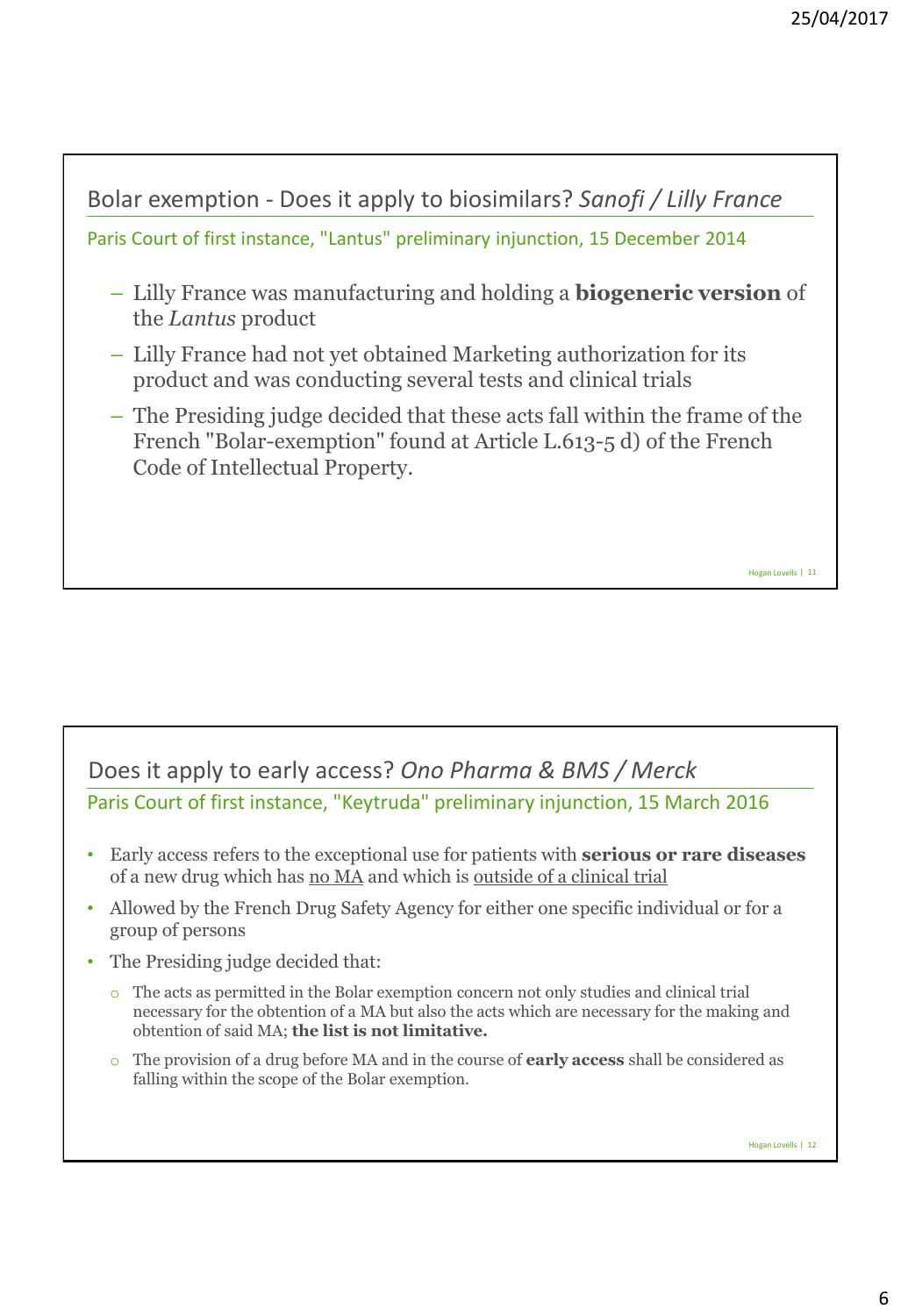## Bolar exemption - Does it apply to biosimilars? *Sanofi / Lilly France*

Paris Court of first instance, "Lantus" preliminary injunction, 15 December 2014

- Lilly France was manufacturing and holding a **biogeneric version** of the *Lantus* product
- Lilly France had not yet obtained Marketing authorization for its product and was conducting several tests and clinical trials
- The Presiding judge decided that these acts fall within the frame of the French "Bolar-exemption" found at Article L.613-5 d) of the French Code of Intellectual Property.

## Does it apply to early access? *Ono Pharma & BMS / Merck*

Paris Court of first instance, "Keytruda" preliminary injunction, 15 March 2016

- Early access refers to the exceptional use for patients with **serious or rare diseases** of a new drug which has <u>no MA</u> and which is <u>outside of a clinical trial</u>
- Allowed by the French Drug Safety Agency for either one specific individual or for a group of persons
- The Presiding judge decided that:
  - The acts as permitted in the Bolar exemption concern not only studies and clinical trial necessary for the obtention of a MA but also the acts which are necessary for the making and obtention of said MA; **the list is not limitative.**
  - The provision of a drug before MA and in the course of **early access** shall be considered as falling within the scope of the Bolar exemption.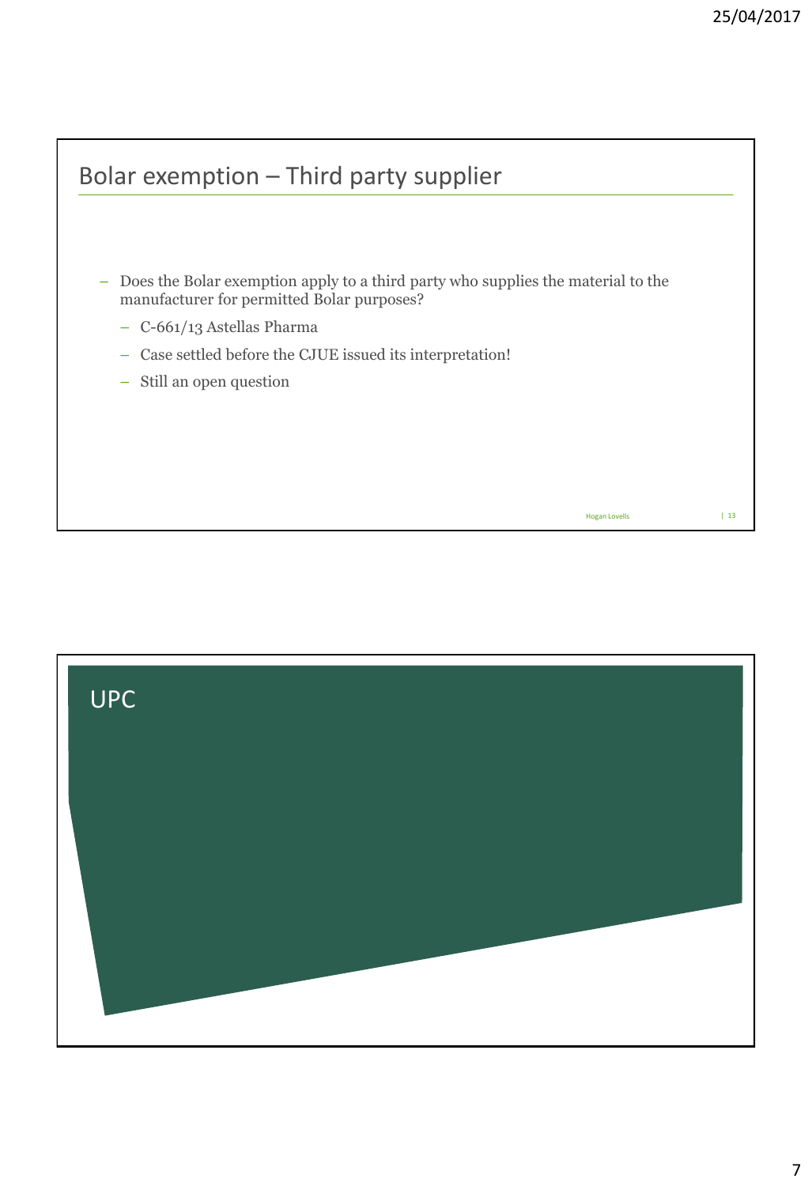## Bolar exemption – Third party supplier

- Does the Bolar exemption apply to a third party who supplies the material to the manufacturer for permitted Bolar purposes?
  - C-661/13 Astellas Pharma
  - Case settled before the CJUE issued its interpretation!
  - Still an open question

## UPC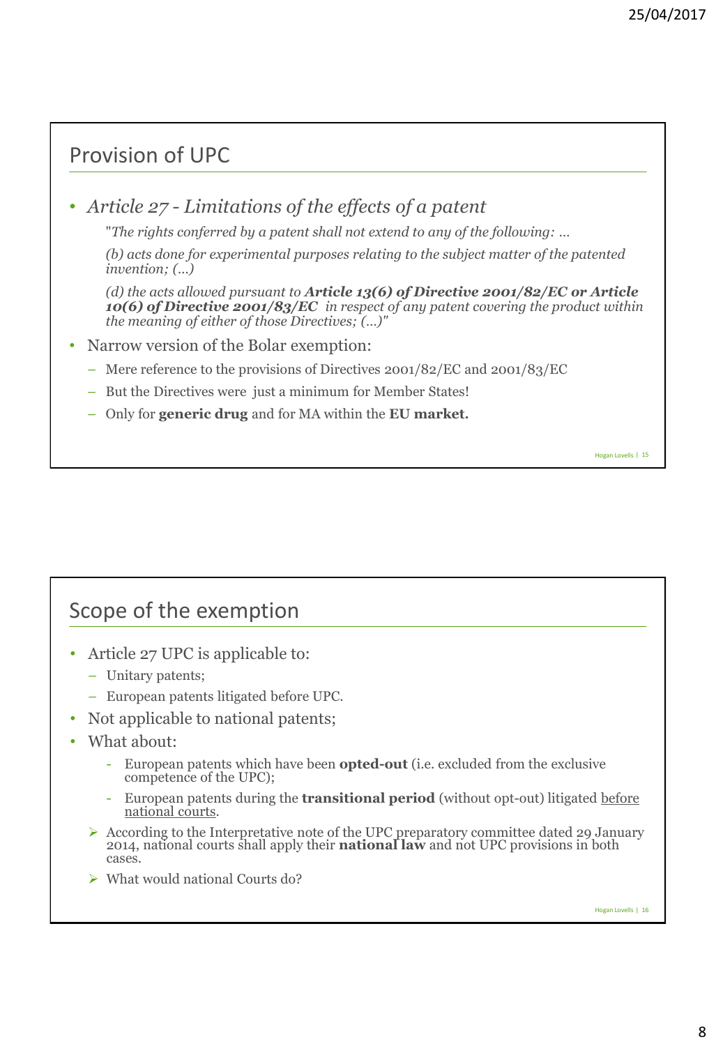## Provision of UPC

- *Article 27 - Limitations of the effects of a patent*

  *"The rights conferred by a patent shall not extend to any of the following: …*

  *(b) acts done for experimental purposes relating to the subject matter of the patented invention; (…)*

  *(d) the acts allowed pursuant to **Article 13(6) of Directive 2001/82/EC or Article 10(6) of Directive 2001/83/EC** in respect of any patent covering the product within the meaning of either of those Directives; (…)"*

- Narrow version of the Bolar exemption:
  - Mere reference to the provisions of Directives 2001/82/EC and 2001/83/EC
  - But the Directives were just a minimum for Member States!
  - Only for **generic drug** and for MA within the **EU market.**

## Scope of the exemption

- Article 27 UPC is applicable to:
  - Unitary patents;
  - European patents litigated before UPC.
- Not applicable to national patents;
- What about:
  - European patents which have been **opted-out** (i.e. excluded from the exclusive competence of the UPC);
  - European patents during the **transitional period** (without opt-out) litigated before national courts.

  - According to the Interpretative note of the UPC preparatory committee dated 29 January 2014, national courts shall apply their **national law** and not UPC provisions in both cases.
  - What would national Courts do?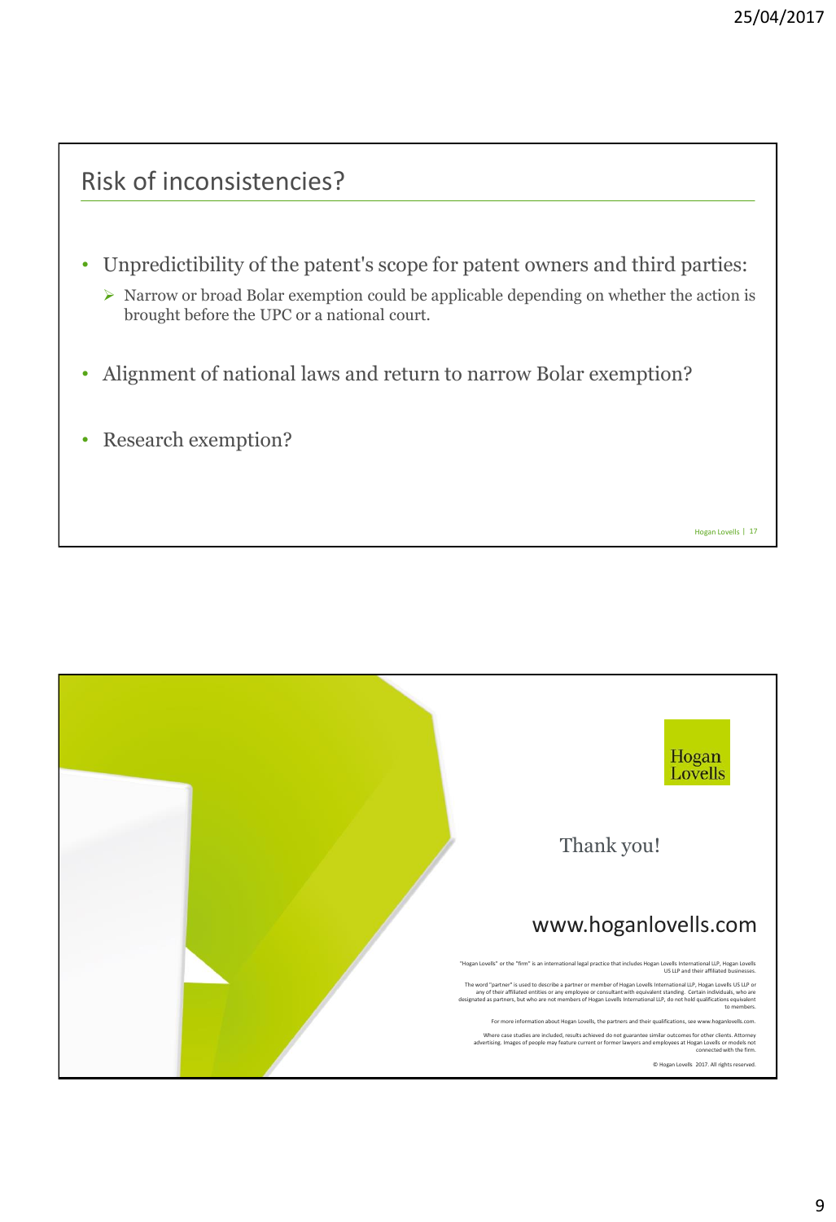## Risk of inconsistencies?

- Unpredictibility of the patent's scope for patent owners and third parties:
  - Narrow or broad Bolar exemption could be applicable depending on whether the action is brought before the UPC or a national court.
- Alignment of national laws and return to narrow Bolar exemption?
- Research exemption?

Hogan Lovells

Thank you!

www.hoganlovells.com

"Hogan Lovells" or the "firm" is an international legal practice that includes Hogan Lovells International LLP, Hogan Lovells US LLP and their affiliated businesses.

The word "partner" is used to describe a partner or member of Hogan Lovells International LLP, Hogan Lovells US LLP or any of their affiliated entities or any employee or consultant with equivalent standing. Certain individuals, who are designated as partners, but who are not members of Hogan Lovells International LLP, do not hold qualifications equivalent to members.

For more information about Hogan Lovells, the partners and their qualifications, see www.hoganlovells.com.

Where case studies are included, results achieved do not guarantee similar outcomes for other clients. Attorney advertising. Images of people may feature current or former lawyers and employees at Hogan Lovells or models not connected with the firm.

© Hogan Lovells 2017. All rights reserved.